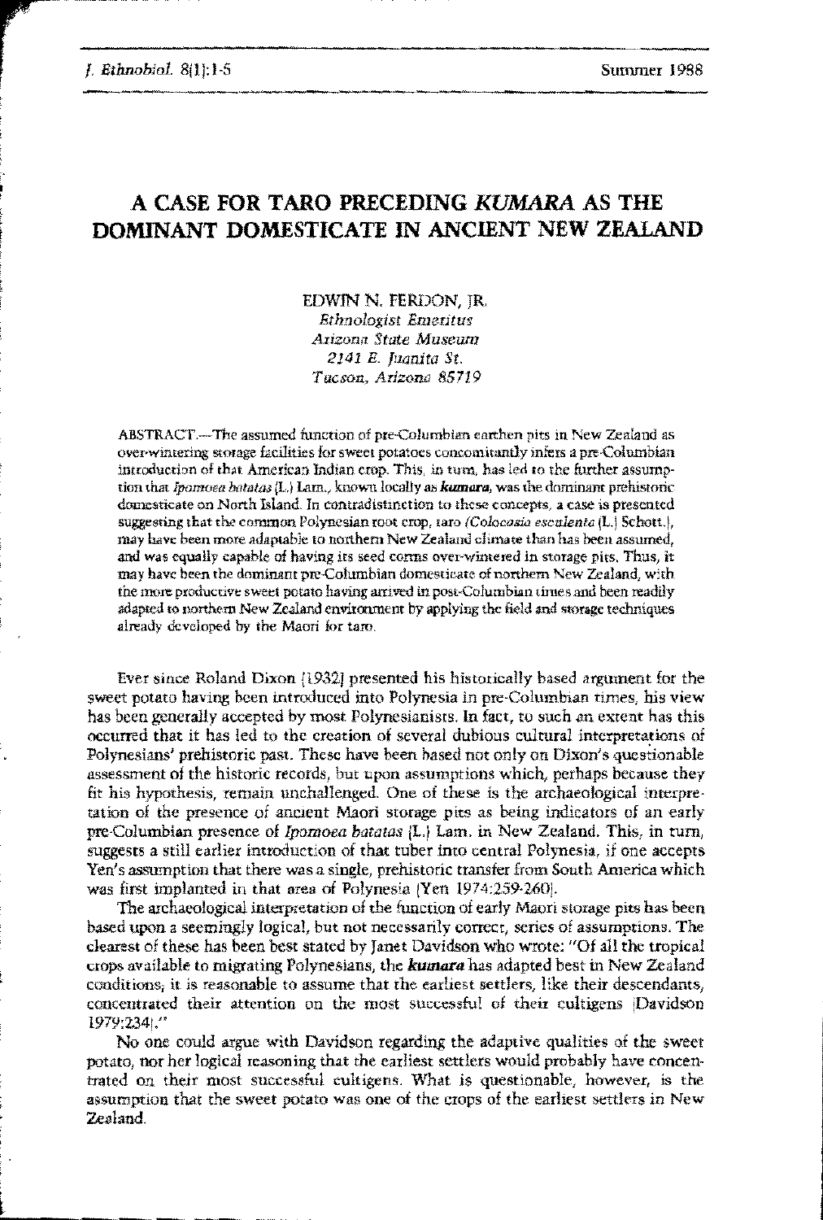# A CASE FOR TARO PRECEDING *KUMARA* AS THE DOMINANT DOMESTICATE IN ANCIENT NEW ZEALAND

EDWIN N. FERDON, JR.
*Ethnologist Emeritus*
*Arizona State Museum*
*2141 E. Juanita St.*
*Tucson, Arizona 85719*

ABSTRACT.—The assumed function of pre-Columbian earthen pits in New Zealand as over-wintering storage facilities for sweet potatoes concomitantly infers a pre-Columbian introduction of that American Indian crop. This, in turn, has led to the further assumption that *Ipomoea batatas* (L.) Lam., known locally as ***kumara***, was the dominant prehistoric domesticate on North Island. In contradistinction to these concepts, a case is presented suggesting that the common Polynesian root crop, taro (*Colocasia esculenta* (L.) Schott.), may have been more adaptable to northern New Zealand climate than has been assumed, and was equally capable of having its seed corms over-wintered in storage pits. Thus, it may have been the dominant pre-Columbian domesticate of northern New Zealand, with the more productive sweet potato having arrived in post-Columbian times and been readily adapted to northern New Zealand environment by applying the field and storage techniques already developed by the Maori for taro.

Ever since Roland Dixon (1932) presented his historically based argument for the sweet potato having been introduced into Polynesia in pre-Columbian times, his view has been generally accepted by most Polynesianists. In fact, to such an extent has this occurred that it has led to the creation of several dubious cultural interpretations of Polynesians' prehistoric past. These have been based not only on Dixon's questionable assessment of the historic records, but upon assumptions which, perhaps because they fit his hypothesis, remain unchallenged. One of these is the archaeological interpretation of the presence of ancient Maori storage pits as being indicators of an early pre-Columbian presence of *Ipomoea batatas* (L.) Lam. in New Zealand. This, in turn, suggests a still earlier introduction of that tuber into central Polynesia, if one accepts Yen's assumption that there was a single, prehistoric transfer from South America which was first implanted in that area of Polynesia (Yen 1974:259-260).

The archaeological interpretation of the function of early Maori storage pits has been based upon a seemingly logical, but not necessarily correct, series of assumptions. The clearest of these has been best stated by Janet Davidson who wrote: "Of all the tropical crops available to migrating Polynesians, the ***kumara*** has adapted best in New Zealand conditions; it is reasonable to assume that the earliest settlers, like their descendants, concentrated their attention on the most successful of their cultigens (Davidson 1979:234)."

No one could argue with Davidson regarding the adaptive qualities of the sweet potato, nor her logical reasoning that the earliest settlers would probably have concentrated on their most successful cultigens. What is questionable, however, is the assumption that the sweet potato was one of the crops of the earliest settlers in New Zealand.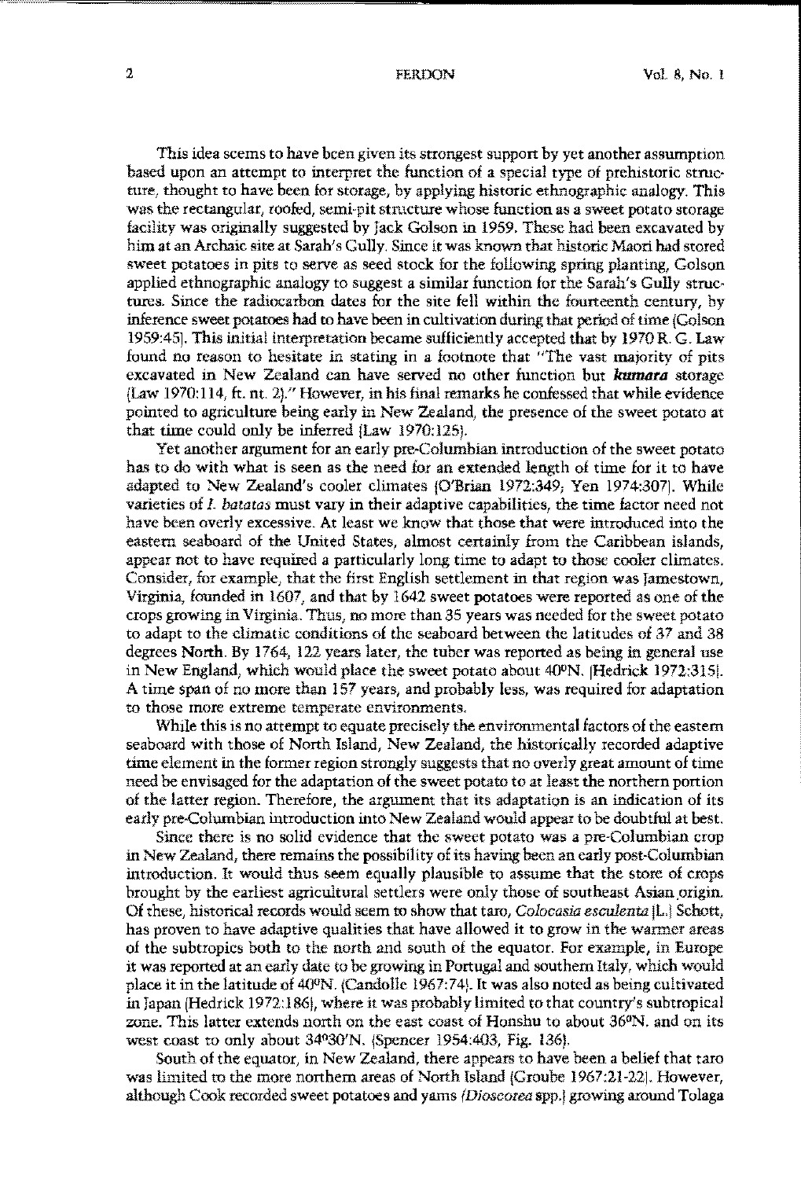This idea seems to have been given its strongest support by yet another assumption based upon an attempt to interpret the function of a special type of prehistoric structure, thought to have been for storage, by applying historic ethnographic analogy. This was the rectangular, roofed, semi-pit structure whose function as a sweet potato storage facility was originally suggested by Jack Golson in 1959. These had been excavated by him at an Archaic site at Sarah's Gully. Since it was known that historic Maori had stored sweet potatoes in pits to serve as seed stock for the following spring planting, Golson applied ethnographic analogy to suggest a similar function for the Sarah's Gully structures. Since the radiocarbon dates for the site fell within the fourteenth century, by inference sweet potatoes had to have been in cultivation during that period of time (Golson 1959:45). This initial interpretation became sufficiently accepted that by 1970 R. G. Law found no reason to hesitate in stating in a footnote that "The vast majority of pits excavated in New Zealand can have served no other function but ***kumara*** storage (Law 1970:114, ft. nt. 2)." However, in his final remarks he confessed that while evidence pointed to agriculture being early in New Zealand, the presence of the sweet potato at that time could only be inferred (Law 1970:125).

Yet another argument for an early pre-Columbian introduction of the sweet potato has to do with what is seen as the need for an extended length of time for it to have adapted to New Zealand's cooler climates (O'Brian 1972:349; Yen 1974:307). While varieties of *I. batatas* must vary in their adaptive capabilities, the time factor need not have been overly excessive. At least we know that those that were introduced into the eastern seaboard of the United States, almost certainly from the Caribbean islands, appear not to have required a particularly long time to adapt to those cooler climates. Consider, for example, that the first English settlement in that region was Jamestown, Virginia, founded in 1607, and that by 1642 sweet potatoes were reported as one of the crops growing in Virginia. Thus, no more than 35 years was needed for the sweet potato to adapt to the climatic conditions of the seaboard between the latitudes of 37 and 38 degrees North. By 1764, 122 years later, the tuber was reported as being in general use in New England, which would place the sweet potato about 40°N. (Hedrick 1972:315). A time span of no more than 157 years, and probably less, was required for adaptation to those more extreme temperate environments.

While this is no attempt to equate precisely the environmental factors of the eastern seaboard with those of North Island, New Zealand, the historically recorded adaptive time element in the former region strongly suggests that no overly great amount of time need be envisaged for the adaptation of the sweet potato to at least the northern portion of the latter region. Therefore, the argument that its adaptation is an indication of its early pre-Columbian introduction into New Zealand would appear to be doubtful at best.

Since there is no solid evidence that the sweet potato was a pre-Columbian crop in New Zealand, there remains the possibility of its having been an early post-Columbian introduction. It would thus seem equally plausible to assume that the store of crops brought by the earliest agricultural settlers were only those of southeast Asian origin. Of these, historical records would seem to show that taro, *Colocasia esculenta* (L.) Schott, has proven to have adaptive qualities that have allowed it to grow in the warmer areas of the subtropics both to the north and south of the equator. For example, in Europe it was reported at an early date to be growing in Portugal and southern Italy, which would place it in the latitude of 40°N. (Candolle 1967:74). It was also noted as being cultivated in Japan (Hedrick 1972:186), where it was probably limited to that country's subtropical zone. This latter extends north on the east coast of Honshu to about 36°N. and on its west coast to only about 34°30'N. (Spencer 1954:403, Fig. 136).

South of the equator, in New Zealand, there appears to have been a belief that taro was limited to the more northern areas of North Island (Groube 1967:21-22). However, although Cook recorded sweet potatoes and yams (*Dioscorea* spp.) growing around Tolaga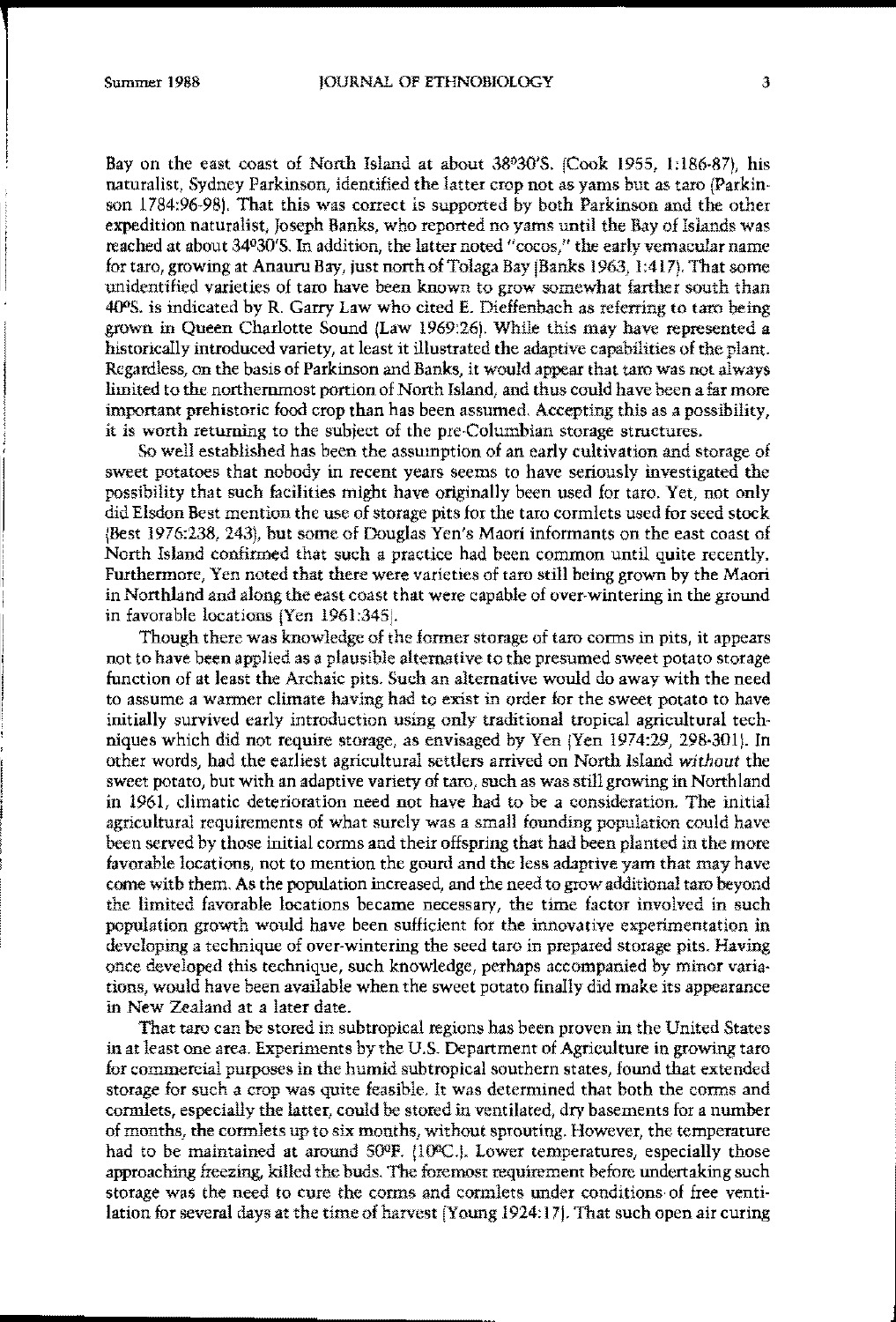Bay on the east coast of North Island at about 38°30'S. (Cook 1955, 1:186-87), his naturalist, Sydney Parkinson, identified the latter crop not as yams but as taro (Parkinson 1784:96-98). That this was correct is supported by both Parkinson and the other expedition naturalist, Joseph Banks, who reported no yams until the Bay of Islands was reached at about 34°30'S. In addition, the latter noted "cocos," the early vernacular name for taro, growing at Anauru Bay, just north of Tolaga Bay (Banks 1963, 1:417). That some unidentified varieties of taro have been known to grow somewhat farther south than 40°S. is indicated by R. Garry Law who cited E. Dieffenbach as referring to taro being grown in Queen Charlotte Sound (Law 1969:26). While this may have represented a historically introduced variety, at least it illustrated the adaptive capabilities of the plant. Regardless, on the basis of Parkinson and Banks, it would appear that taro was not always limited to the northernmost portion of North Island, and thus could have been a far more important prehistoric food crop than has been assumed. Accepting this as a possibility, it is worth returning to the subject of the pre-Columbian storage structures.

So well established has been the assumption of an early cultivation and storage of sweet potatoes that nobody in recent years seems to have seriously investigated the possibility that such facilities might have originally been used for taro. Yet, not only did Elsdon Best mention the use of storage pits for the taro cormlets used for seed stock (Best 1976:238, 243), but some of Douglas Yen's Maori informants on the east coast of North Island confirmed that such a practice had been common until quite recently. Furthermore, Yen noted that there were varieties of taro still being grown by the Maori in Northland and along the east coast that were capable of over-wintering in the ground in favorable locations (Yen 1961:345).

Though there was knowledge of the former storage of taro corms in pits, it appears not to have been applied as a plausible alternative to the presumed sweet potato storage function of at least the Archaic pits. Such an alternative would do away with the need to assume a warmer climate having had to exist in order for the sweet potato to have initially survived early introduction using only traditional tropical agricultural techniques which did not require storage, as envisaged by Yen (Yen 1974:29, 298-301). In other words, had the earliest agricultural settlers arrived on North Island *without* the sweet potato, but with an adaptive variety of taro, such as was still growing in Northland in 1961, climatic deterioration need not have had to be a consideration. The initial agricultural requirements of what surely was a small founding population could have been served by those initial corms and their offspring that had been planted in the more favorable locations, not to mention the gourd and the less adaptive yam that may have come with them. As the population increased, and the need to grow additional taro beyond the limited favorable locations became necessary, the time factor involved in such population growth would have been sufficient for the innovative experimentation in developing a technique of over-wintering the seed taro in prepared storage pits. Having once developed this technique, such knowledge, perhaps accompanied by minor variations, would have been available when the sweet potato finally did make its appearance in New Zealand at a later date.

That taro can be stored in subtropical regions has been proven in the United States in at least one area. Experiments by the U.S. Department of Agriculture in growing taro for commercial purposes in the humid subtropical southern states, found that extended storage for such a crop was quite feasible. It was determined that both the corms and cormlets, especially the latter, could be stored in ventilated, dry basements for a number of months, the cormlets up to six months, without sprouting. However, the temperature had to be maintained at around 50°F. (10°C.). Lower temperatures, especially those approaching freezing, killed the buds. The foremost requirement before undertaking such storage was the need to cure the corms and cormlets under conditions of free ventilation for several days at the time of harvest (Young 1924:17). That such open air curing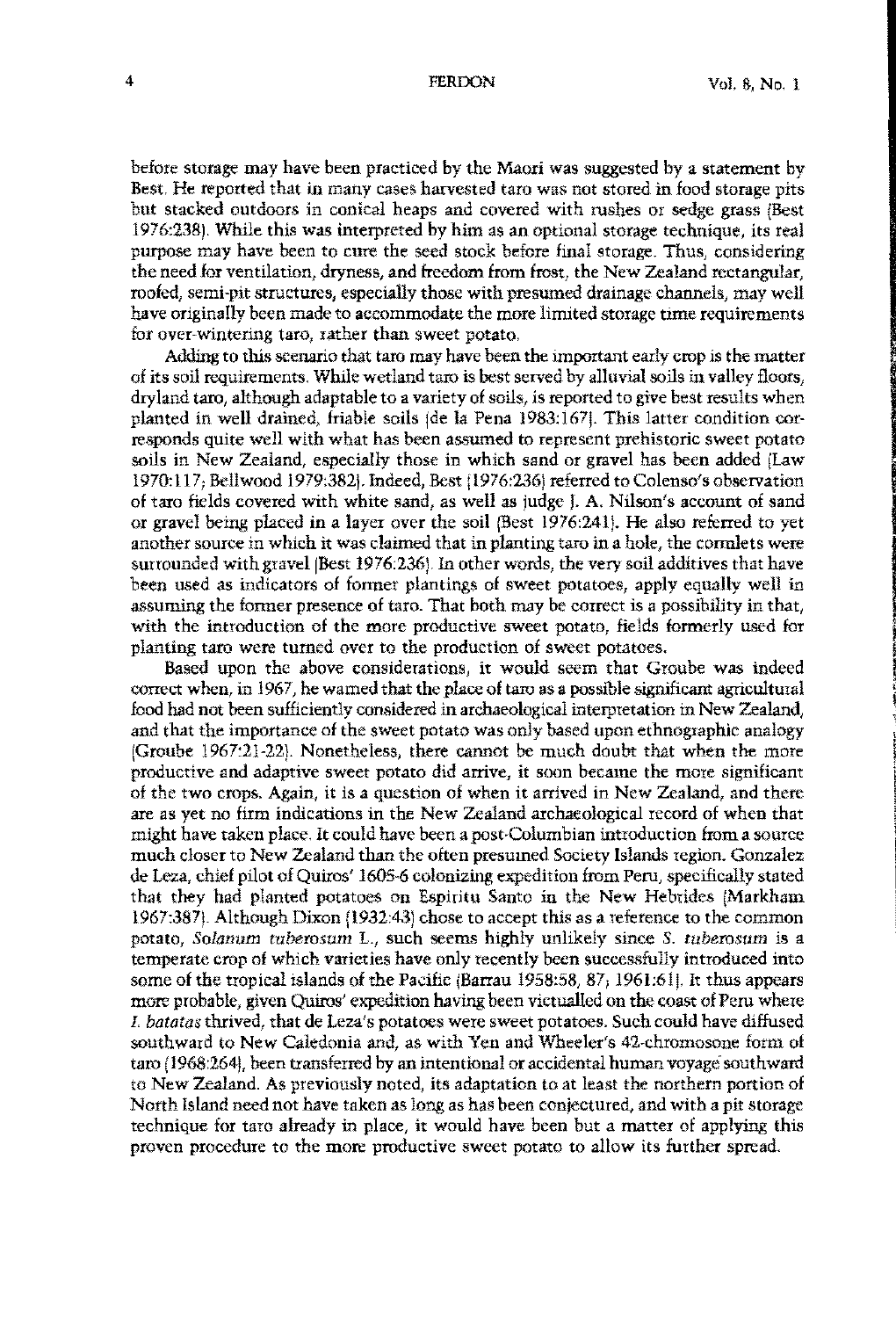before storage may have been practiced by the Maori was suggested by a statement by Best. He reported that in many cases harvested taro was not stored in food storage pits but stacked outdoors in conical heaps and covered with rushes or sedge grass (Best 1976:238). While this was interpreted by him as an optional storage technique, its real purpose may have been to cure the seed stock before final storage. Thus, considering the need for ventilation, dryness, and freedom from frost, the New Zealand rectangular, roofed, semi-pit structures, especially those with presumed drainage channels, may well have originally been made to accommodate the more limited storage time requirements for over-wintering taro, rather than sweet potato.

Adding to this scenario that taro may have been the important early crop is the matter of its soil requirements. While wetland taro is best served by alluvial soils in valley floors, dryland taro, although adaptable to a variety of soils, is reported to give best results when planted in well drained, friable soils (de la Pena 1983:167). This latter condition corresponds quite well with what has been assumed to represent prehistoric sweet potato soils in New Zealand, especially those in which sand or gravel has been added (Law 1970:117; Bellwood 1979:382). Indeed, Best (1976:236) referred to Colenso's observation of taro fields covered with white sand, as well as judge J. A. Nilson's account of sand or gravel being placed in a layer over the soil (Best 1976:241). He also referred to yet another source in which it was claimed that in planting taro in a hole, the cormlets were surrounded with gravel (Best 1976:236). In other words, the very soil additives that have been used as indicators of former plantings of sweet potatoes, apply equally well in assuming the former presence of taro. That both may be correct is a possibility in that, with the introduction of the more productive sweet potato, fields formerly used for planting taro were turned over to the production of sweet potatoes.

Based upon the above considerations, it would seem that Groube was indeed correct when, in 1967, he warned that the place of taro as a possible significant agricultural food had not been sufficiently considered in archaeological interpretation in New Zealand, and that the importance of the sweet potato was only based upon ethnographic analogy (Groube 1967:21-22). Nonetheless, there cannot be much doubt that when the more productive and adaptive sweet potato did arrive, it soon became the more significant of the two crops. Again, it is a question of when it arrived in New Zealand, and there are as yet no firm indications in the New Zealand archaeological record of when that might have taken place. It could have been a post-Columbian introduction from a source much closer to New Zealand than the often presumed Society Islands region. Gonzalez de Leza, chief pilot of Quiros' 1605-6 colonizing expedition from Peru, specifically stated that they had planted potatoes on Espiritu Santo in the New Hebrides (Markham 1967:387). Although Dixon (1932:43) chose to accept this as a reference to the common potato, *Solanum tuberosum* L., such seems highly unlikely since *S. tuberosum* is a temperate crop of which varieties have only recently been successfully introduced into some of the tropical islands of the Pacific (Barrau 1958:58, 87; 1961:61). It thus appears more probable, given Quiros' expedition having been victualled on the coast of Peru where *I. batatas* thrived, that de Leza's potatoes were sweet potatoes. Such could have diffused southward to New Caledonia and, as with Yen and Wheeler's 42-chromosome form of taro (1968:264), been transferred by an intentional or accidental human voyage southward to New Zealand. As previously noted, its adaptation to at least the northern portion of North Island need not have taken as long as has been conjectured, and with a pit storage technique for taro already in place, it would have been but a matter of applying this proven procedure to the more productive sweet potato to allow its further spread.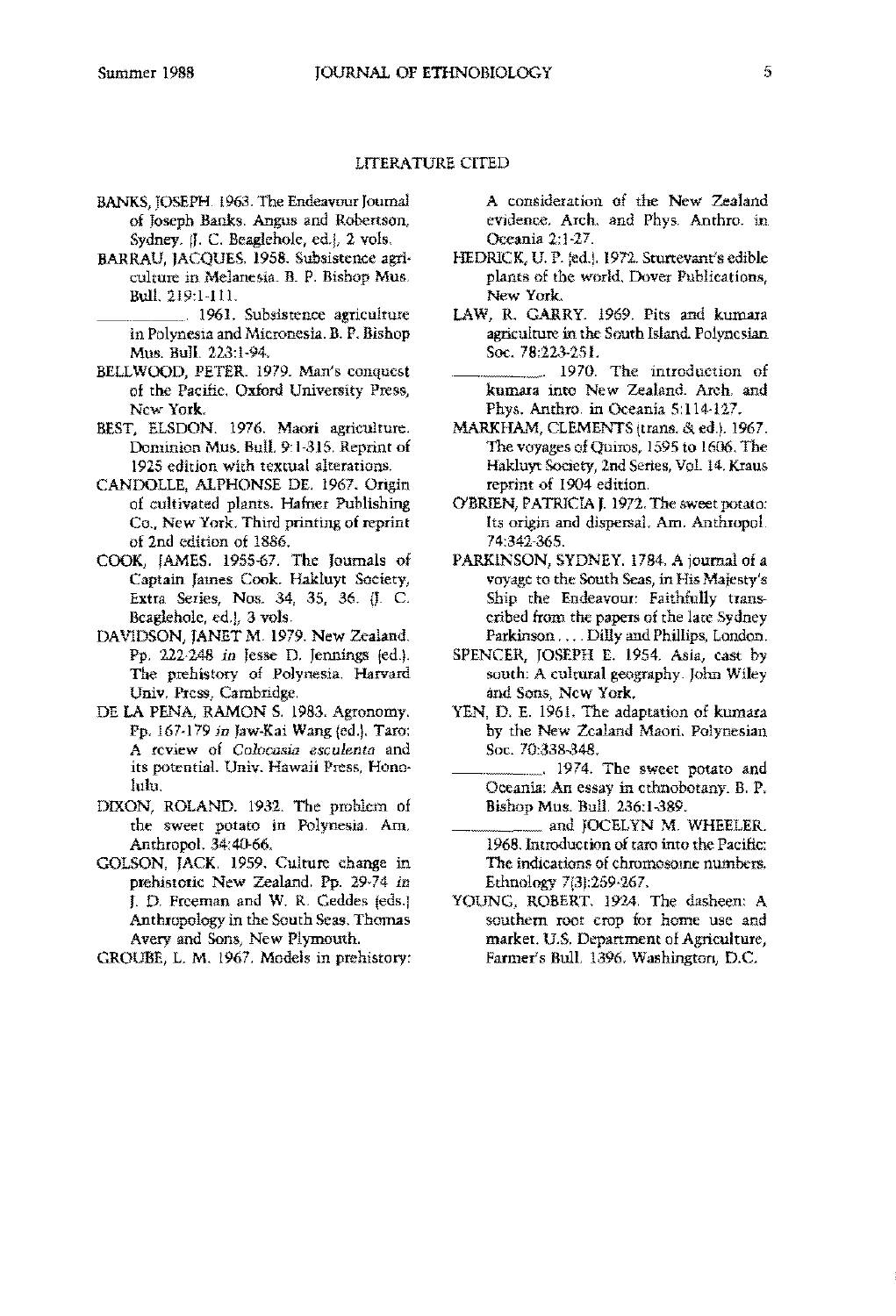## LITERATURE CITED

BANKS, JOSEPH. 1963. The Endeavour Journal of Joseph Banks. Angus and Robertson, Sydney. (J. C. Beaglehole, ed.), 2 vols.

BARRAU, JACQUES. 1958. Subsistence agriculture in Melanesia. B. P. Bishop Mus. Bull. 219:1-111.

\_\_\_\_\_\_\_\_\_\_. 1961. Subsistence agriculture in Polynesia and Micronesia. B. P. Bishop Mus. Bull. 223:1-94.

BELLWOOD, PETER. 1979. Man's conquest of the Pacific. Oxford University Press, New York.

BEST, ELSDON. 1976. Maori agriculture. Dominion Mus. Bull. 9:1-315. Reprint of 1925 edition with textual alterations.

CANDOLLE, ALPHONSE DE. 1967. Origin of cultivated plants. Hafner Publishing Co., New York. Third printing of reprint of 2nd edition of 1886.

COOK, JAMES. 1955-67. The Journals of Captain James Cook. Hakluyt Society, Extra Series, Nos. 34, 35, 36. (J. C. Beaglehole, ed.), 3 vols.

DAVIDSON, JANET M. 1979. New Zealand. Pp. 222-248 *in* Jesse D. Jennings (ed.). The prehistory of Polynesia. Harvard Univ. Press, Cambridge.

DE LA PENA, RAMON S. 1983. Agronomy. Pp. 167-179 *in* Jaw-Kai Wang (ed.). Taro: A review of *Colocasia esculenta* and its potential. Univ. Hawaii Press, Honolulu.

DIXON, ROLAND. 1932. The problem of the sweet potato in Polynesia. Am. Anthropol. 34:40-66.

GOLSON, JACK. 1959. Culture change in prehistoric New Zealand. Pp. 29-74 *in* J. D. Freeman and W. R. Geddes (eds.) Anthropology in the South Seas. Thomas Avery and Sons, New Plymouth.

GROUBE, L. M. 1967. Models in prehistory: A consideration of the New Zealand evidence. Arch. and Phys. Anthro. in Oceania 2:1-27.

HEDRICK, U. P. (ed.). 1972. Sturtevant's edible plants of the world. Dover Publications, New York.

LAW, R. GARRY. 1969. Pits and kumara agriculture in the South Island. Polynesian Soc. 78:223-251.

\_\_\_\_\_\_\_\_\_\_. 1970. The introduction of kumara into New Zealand. Arch. and Phys. Anthro. in Oceania 5:114-127.

MARKHAM, CLEMENTS (trans. & ed.). 1967. The voyages of Quiros, 1595 to 1606. The Hakluyt Society, 2nd Series, Vol. 14. Kraus reprint of 1904 edition.

O'BRIEN, PATRICIA J. 1972. The sweet potato: Its origin and dispersal. Am. Anthropol. 74:342-365.

PARKINSON, SYDNEY. 1784. A journal of a voyage to the South Seas, in His Majesty's Ship the Endeavour: Faithfully transcribed from the papers of the late Sydney Parkinson .... Dilly and Phillips, London.

SPENCER, JOSEPH E. 1954. Asia, east by south: A cultural geography. John Wiley and Sons, New York.

YEN, D. E. 1961. The adaptation of kumara by the New Zealand Maori. Polynesian Soc. 70:338-348.

\_\_\_\_\_\_\_\_\_\_. 1974. The sweet potato and Oceania: An essay in ethnobotany. B. P. Bishop Mus. Bull. 236:1-389.

\_\_\_\_\_\_\_\_\_\_ and JOCELYN M. WHEELER. 1968. Introduction of taro into the Pacific: The indications of chromosome numbers. Ethnology 7(3):259-267.

YOUNG, ROBERT. 1924. The dasheen: A southern root crop for home use and market. U.S. Department of Agriculture, Farmer's Bull. 1396. Washington, D.C.